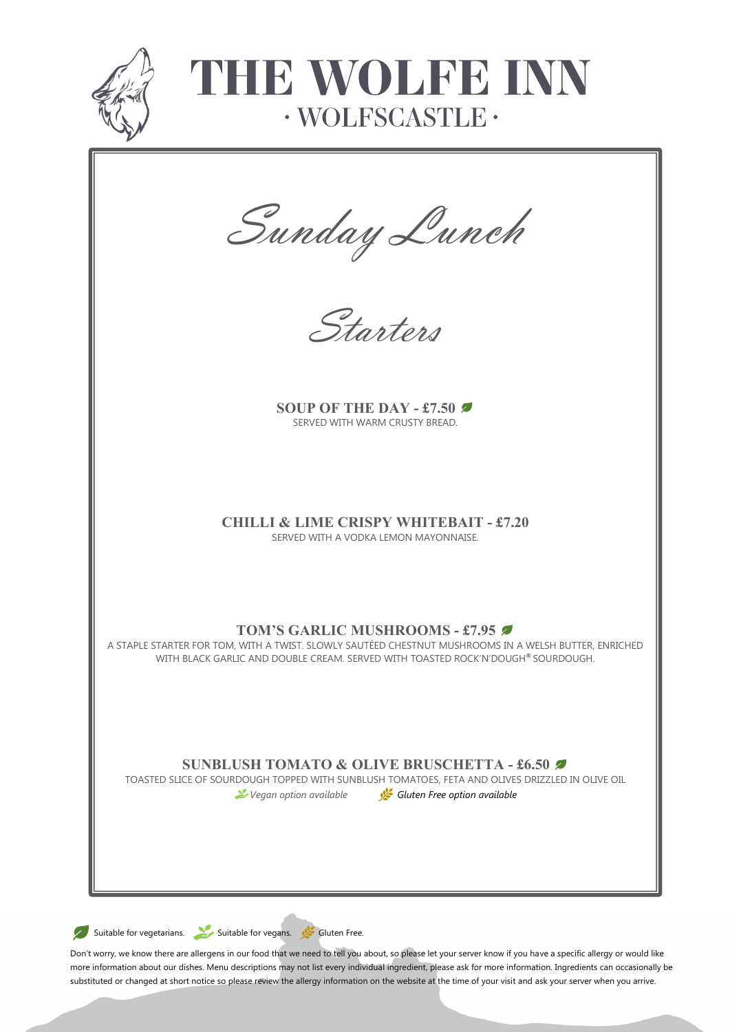# THE WOLFE INN

· WOLFSCASTLE ·

## Sunday Lunch

### Starters

**SOUP OF THE DAY - £7.50** (V)
SERVED WITH WARM CRUSTY BREAD.

**CHILLI & LIME CRISPY WHITEBAIT - £7.20**
SERVED WITH A VODKA LEMON MAYONNAISE.

**TOM'S GARLIC MUSHROOMS - £7.95** (V)
A STAPLE STARTER FOR TOM, WITH A TWIST. SLOWLY SAUTÉED CHESTNUT MUSHROOMS IN A WELSH BUTTER, ENRICHED WITH BLACK GARLIC AND DOUBLE CREAM. SERVED WITH TOASTED ROCK'N'DOUGH® SOURDOUGH.

**SUNBLUSH TOMATO & OLIVE BRUSCHETTA - £6.50** (V)
TOASTED SLICE OF SOURDOUGH TOPPED WITH SUNBLUSH TOMATOES, FETA AND OLIVES DRIZZLED IN OLIVE OIL
*Vegan option available* *Gluten Free option available*

(V) Suitable for vegetarians. (VG) Suitable for vegans. (GF) Gluten Free.

Don't worry, we know there are allergens in our food that we need to tell you about, so please let your server know if you have a specific allergy or would like more information about our dishes. Menu descriptions may not list every individual ingredient, please ask for more information. Ingredients can occasionally be substituted or changed at short notice so please review the allergy information on the website at the time of your visit and ask your server when you arrive.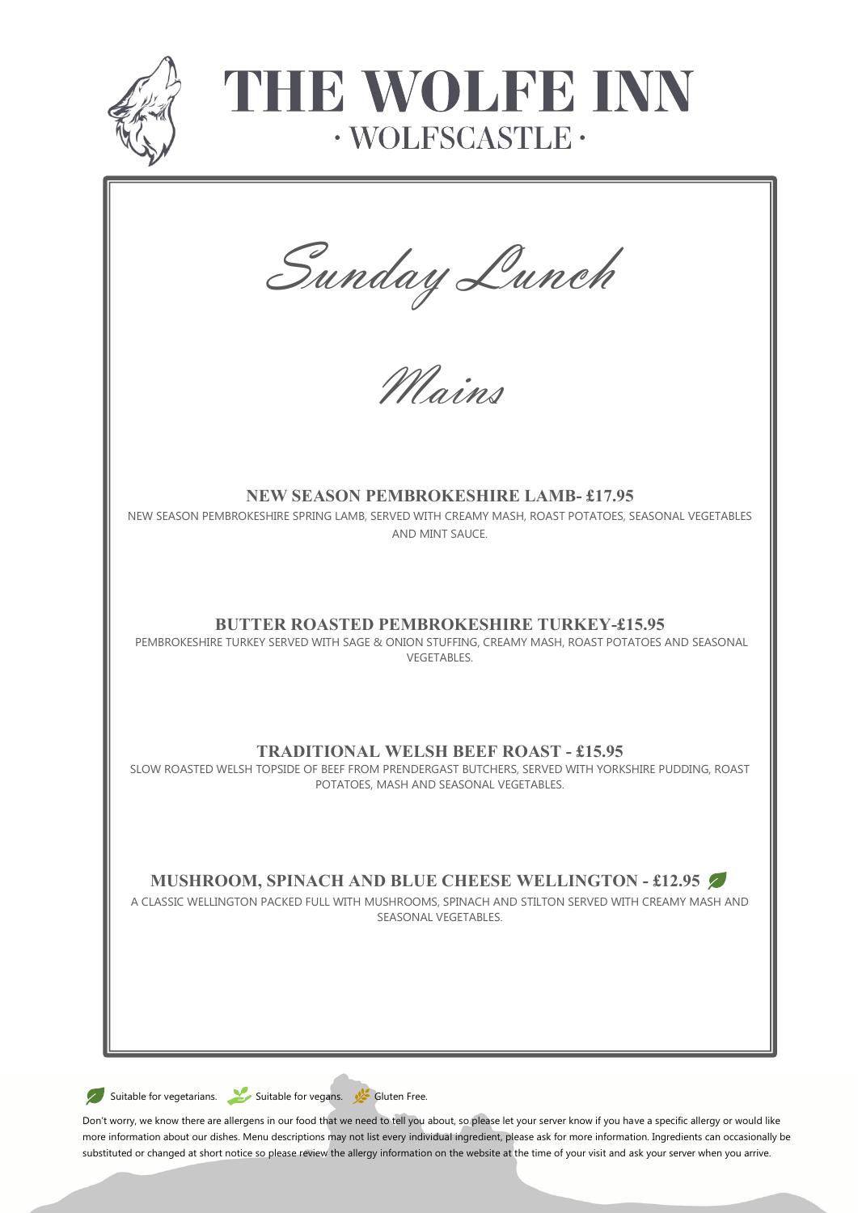# THE WOLFE INN

· WOLFSCASTLE ·

## Sunday Lunch

### Mains

**NEW SEASON PEMBROKESHIRE LAMB- £17.95**

NEW SEASON PEMBROKESHIRE SPRING LAMB, SERVED WITH CREAMY MASH, ROAST POTATOES, SEASONAL VEGETABLES AND MINT SAUCE.

**BUTTER ROASTED PEMBROKESHIRE TURKEY-£15.95**

PEMBROKESHIRE TURKEY SERVED WITH SAGE & ONION STUFFING, CREAMY MASH, ROAST POTATOES AND SEASONAL VEGETABLES.

**TRADITIONAL WELSH BEEF ROAST - £15.95**

SLOW ROASTED WELSH TOPSIDE OF BEEF FROM PRENDERGAST BUTCHERS, SERVED WITH YORKSHIRE PUDDING, ROAST POTATOES, MASH AND SEASONAL VEGETABLES.

**MUSHROOM, SPINACH AND BLUE CHEESE WELLINGTON - £12.95** (V)

A CLASSIC WELLINGTON PACKED FULL WITH MUSHROOMS, SPINACH AND STILTON SERVED WITH CREAMY MASH AND SEASONAL VEGETABLES.

(V) Suitable for vegetarians. (VG) Suitable for vegans. (GF) Gluten Free.

Don't worry, we know there are allergens in our food that we need to tell you about, so please let your server know if you have a specific allergy or would like more information about our dishes. Menu descriptions may not list every individual ingredient, please ask for more information. Ingredients can occasionally be substituted or changed at short notice so please review the allergy information on the website at the time of your visit and ask your server when you arrive.